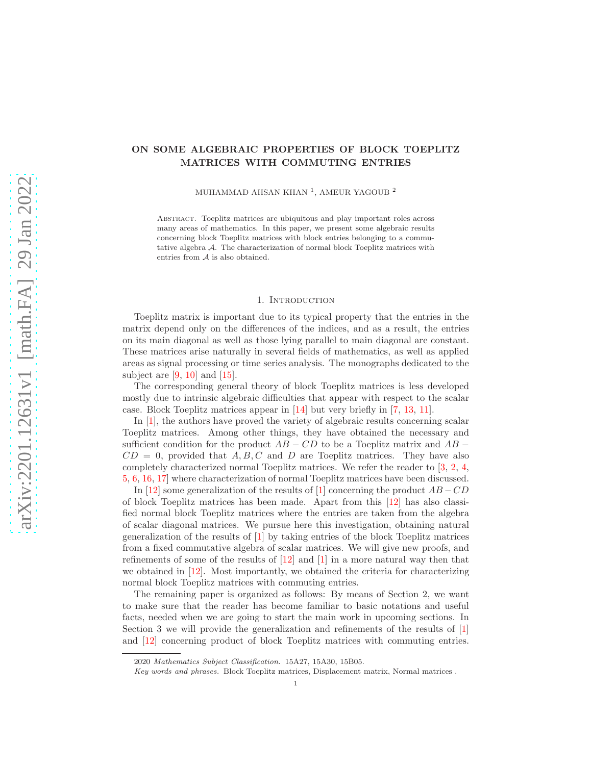# ON SOME ALGEBRAIC PROPERTIES OF BLOCK TOEPLITZ MATRICES WITH COMMUTING ENTRIES

MUHAMMAD AHSAN KHAN [1], AMEUR YAGOUB [2]

Abstract. Toeplitz matrices are ubiquitous and play important roles across many areas of mathematics. In this paper, we present some algebraic results concerning block Toeplitz matrices with block entries belonging to a commutative algebra $\mathcal{A}$. The characterization of normal block Toeplitz matrices with entries from $\mathcal{A}$ is also obtained.

## 1. Introduction

Toeplitz matrix is important due to its typical property that the entries in the matrix depend only on the differences of the indices, and as a result, the entries on its main diagonal as well as those lying parallel to main diagonal are constant. These matrices arise naturally in several fields of mathematics, as well as applied areas as signal processing or time series analysis. The monographs dedicated to the subject are [9, 10] and [15].

The corresponding general theory of block Toeplitz matrices is less developed mostly due to intrinsic algebraic difficulties that appear with respect to the scalar case. Block Toeplitz matrices appear in [14] but very briefly in [7, 13, 11].

In [1], the authors have proved the variety of algebraic results concerning scalar Toeplitz matrices. Among other things, they have obtained the necessary and sufficient condition for the product $AB - CD$ to be a Toeplitz matrix and $AB - CD = 0$, provided that $A, B, C$ and $D$ are Toeplitz matrices. They have also completely characterized normal Toeplitz matrices. We refer the reader to [3, 2, 4, 5, 6, 16, 17] where characterization of normal Toeplitz matrices have been discussed.

In [12] some generalization of the results of [1] concerning the product $AB - CD$ of block Toeplitz matrices has been made. Apart from this [12] has also classified normal block Toeplitz matrices where the entries are taken from the algebra of scalar diagonal matrices. We pursue here this investigation, obtaining natural generalization of the results of [1] by taking entries of the block Toeplitz matrices from a fixed commutative algebra of scalar matrices. We will give new proofs, and refinements of some of the results of [12] and [1] in a more natural way then that we obtained in [12]. Most importantly, we obtained the criteria for characterizing normal block Toeplitz matrices with commuting entries.

The remaining paper is organized as follows: By means of Section 2, we want to make sure that the reader has become familiar to basic notations and useful facts, needed when we are going to start the main work in upcoming sections. In Section 3 we will provide the generalization and refinements of the results of [1] and [12] concerning product of block Toeplitz matrices with commuting entries.

2020 *Mathematics Subject Classification.* 15A27, 15A30, 15B05.

*Key words and phrases.* Block Toeplitz matrices, Displacement matrix, Normal matrices .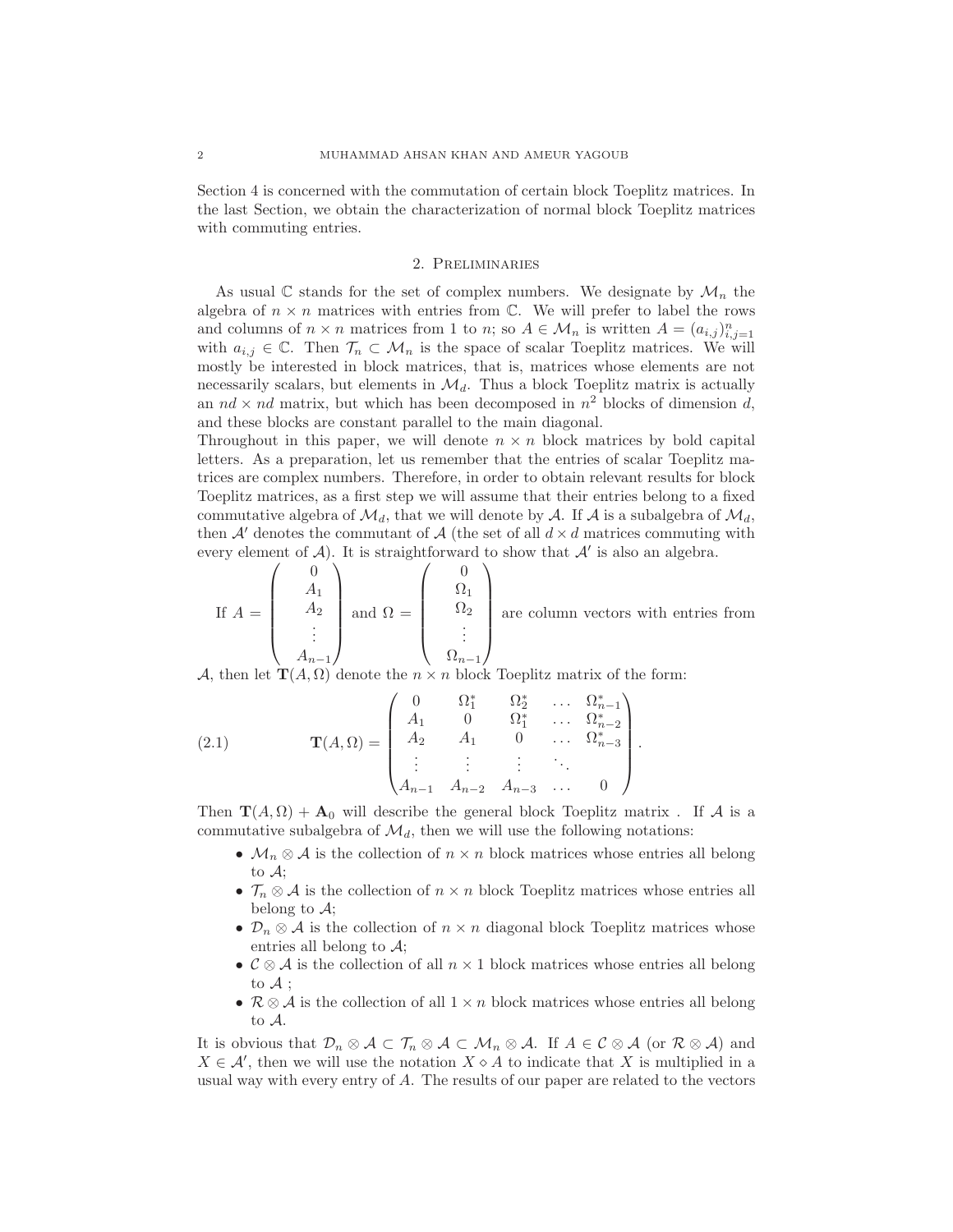Section 4 is concerned with the commutation of certain block Toeplitz matrices. In the last Section, we obtain the characterization of normal block Toeplitz matrices with commuting entries.

## 2. Preliminaries

As usual $\mathbb{C}$ stands for the set of complex numbers. We designate by $\mathcal{M}_n$ the algebra of $n \times n$ matrices with entries from $\mathbb{C}$. We will prefer to label the rows and columns of $n \times n$ matrices from 1 to $n$; so $A \in \mathcal{M}_n$ is written $A = (a_{i,j})_{i,j=1}^n$ with $a_{i,j} \in \mathbb{C}$. Then $\mathcal{T}_n \subset \mathcal{M}_n$ is the space of scalar Toeplitz matrices. We will mostly be interested in block matrices, that is, matrices whose elements are not necessarily scalars, but elements in $\mathcal{M}_d$. Thus a block Toeplitz matrix is actually an $nd \times nd$ matrix, but which has been decomposed in $n^2$ blocks of dimension $d$, and these blocks are constant parallel to the main diagonal.

Throughout in this paper, we will denote $n \times n$ block matrices by bold capital letters. As a preparation, let us remember that the entries of scalar Toeplitz matrices are complex numbers. Therefore, in order to obtain relevant results for block Toeplitz matrices, as a first step we will assume that their entries belong to a fixed commutative algebra of $\mathcal{M}_d$, that we will denote by $\mathcal{A}$. If $\mathcal{A}$ is a subalgebra of $\mathcal{M}_d$, then $\mathcal{A}'$ denotes the commutant of $\mathcal{A}$ (the set of all $d \times d$ matrices commuting with every element of $\mathcal{A}$). It is straightforward to show that $\mathcal{A}'$ is also an algebra.

If $A = \begin{pmatrix} 0 \\ A_1 \\ A_2 \\ \vdots \\ A_{n-1} \end{pmatrix}$ and $\Omega = \begin{pmatrix} 0 \\ \Omega_1 \\ \Omega_2 \\ \vdots \\ \Omega_{n-1} \end{pmatrix}$ are column vectors with entries from $\mathcal{A}$, then let $\mathbf{T}(A, \Omega)$ denote the $n \times n$ block Toeplitz matrix of the form:

$$\mathbf{T}(A, \Omega) = \begin{pmatrix} 0 & \Omega_1^* & \Omega_2^* & \dots & \Omega_{n-1}^* \\ A_1 & 0 & \Omega_1^* & \dots & \Omega_{n-2}^* \\ A_2 & A_1 & 0 & \dots & \Omega_{n-3}^* \\ \vdots & \vdots & \vdots & \ddots & \\ A_{n-1} & A_{n-2} & A_{n-3} & \dots & 0 \end{pmatrix}. \tag{2.1}$$

Then $\mathbf{T}(A, \Omega) + \mathbf{A}_0$ will describe the general block Toeplitz matrix . If $\mathcal{A}$ is a commutative subalgebra of $\mathcal{M}_d$, then we will use the following notations:

- $\mathcal{M}_n \otimes \mathcal{A}$ is the collection of $n \times n$ block matrices whose entries all belong to $\mathcal{A}$;
- $\mathcal{T}_n \otimes \mathcal{A}$ is the collection of $n \times n$ block Toeplitz matrices whose entries all belong to $\mathcal{A}$;
- $\mathcal{D}_n \otimes \mathcal{A}$ is the collection of $n \times n$ diagonal block Toeplitz matrices whose entries all belong to $\mathcal{A}$;
- $\mathcal{C} \otimes \mathcal{A}$ is the collection of all $n \times 1$ block matrices whose entries all belong to $\mathcal{A}$ ;
- $\mathcal{R} \otimes \mathcal{A}$ is the collection of all $1 \times n$ block matrices whose entries all belong to $\mathcal{A}$.

It is obvious that $\mathcal{D}_n \otimes \mathcal{A} \subset \mathcal{T}_n \otimes \mathcal{A} \subset \mathcal{M}_n \otimes \mathcal{A}$. If $A \in \mathcal{C} \otimes \mathcal{A}$ (or $\mathcal{R} \otimes \mathcal{A}$) and $X \in \mathcal{A}'$, then we will use the notation $X \diamond A$ to indicate that $X$ is multiplied in a usual way with every entry of $A$. The results of our paper are related to the vectors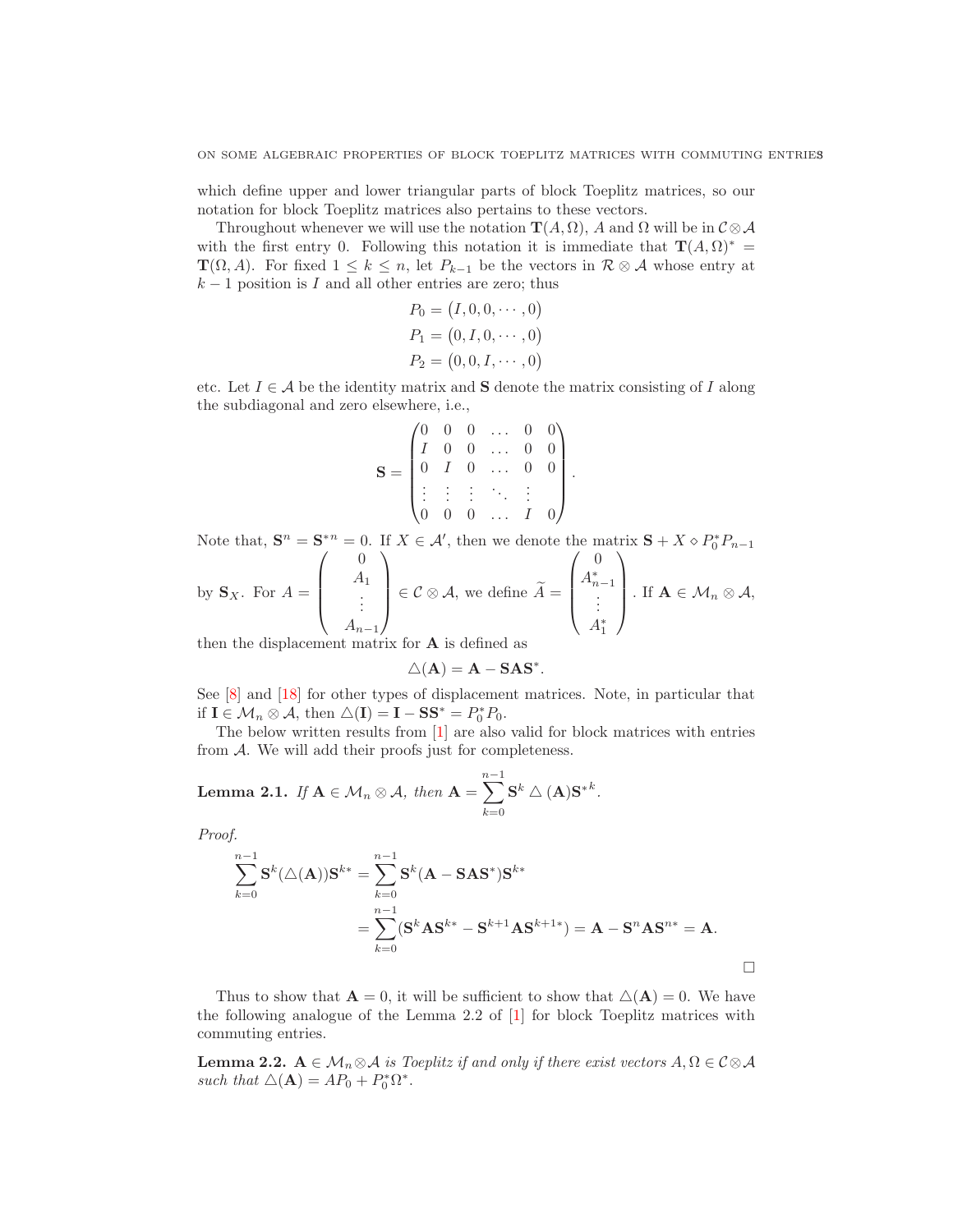which define upper and lower triangular parts of block Toeplitz matrices, so our notation for block Toeplitz matrices also pertains to these vectors.

Throughout whenever we will use the notation $\mathbf{T}(A, \Omega)$, $A$ and $\Omega$ will be in $\mathcal{C} \otimes \mathcal{A}$ with the first entry 0. Following this notation it is immediate that $\mathbf{T}(A, \Omega)^* = \mathbf{T}(\Omega, A)$. For fixed $1 \leq k \leq n$, let $P_{k-1}$ be the vectors in $\mathcal{R} \otimes \mathcal{A}$ whose entry at $k-1$ position is $I$ and all other entries are zero; thus

$$
\begin{aligned}
P_0 &= \big(I, 0, 0, \cdots, 0\big) \\
P_1 &= \big(0, I, 0, \cdots, 0\big) \\
P_2 &= \big(0, 0, I, \cdots, 0\big)
\end{aligned}
$$

etc. Let $I \in \mathcal{A}$ be the identity matrix and $\mathbf{S}$ denote the matrix consisting of $I$ along the subdiagonal and zero elsewhere, i.e.,

$$
\mathbf{S} = \begin{pmatrix}
0 & 0 & 0 & \dots & 0 & 0 \\
I & 0 & 0 & \dots & 0 & 0 \\
0 & I & 0 & \dots & 0 & 0 \\
\vdots & \vdots & \vdots & \ddots & \vdots & \\
0 & 0 & 0 & \dots & I & 0
\end{pmatrix}.
$$

Note that, $\mathbf{S}^n = \mathbf{S}^{*n} = 0$. If $X \in \mathcal{A}'$, then we denote the matrix $\mathbf{S} + X \diamond P_0^* P_{n-1}$ by $\mathbf{S}_X$. For $A = \begin{pmatrix} 0 \\ A_1 \\ \vdots \\ A_{n-1} \end{pmatrix} \in \mathcal{C} \otimes \mathcal{A}$, we define $\widetilde{A} = \begin{pmatrix} 0 \\ A_{n-1}^* \\ \vdots \\ A_1^* \end{pmatrix}$. If $\mathbf{A} \in \mathcal{M}_n \otimes \mathcal{A}$, then the displacement matrix for $\mathbf{A}$ is defined as

$$
\triangle(\mathbf{A}) = \mathbf{A} - \mathbf{S}\mathbf{A}\mathbf{S}^*.
$$

See [8] and [18] for other types of displacement matrices. Note, in particular that if $\mathbf{I} \in \mathcal{M}_n \otimes \mathcal{A}$, then $\triangle(\mathbf{I}) = \mathbf{I} - \mathbf{S}\mathbf{S}^* = P_0^* P_0$.

The below written results from [1] are also valid for block matrices with entries from $\mathcal{A}$. We will add their proofs just for completeness.

**Lemma 2.1.** *If* $\mathbf{A} \in \mathcal{M}_n \otimes \mathcal{A}$, *then* $\mathbf{A} = \sum_{k=0}^{n-1} \mathbf{S}^k \triangle(\mathbf{A}) \mathbf{S}^{*k}$.

*Proof.*

$$
\begin{aligned}
\sum_{k=0}^{n-1} \mathbf{S}^k (\triangle(\mathbf{A})) \mathbf{S}^{k*} &= \sum_{k=0}^{n-1} \mathbf{S}^k (\mathbf{A} - \mathbf{S}\mathbf{A}\mathbf{S}^*) \mathbf{S}^{k*} \\
&= \sum_{k=0}^{n-1} (\mathbf{S}^k \mathbf{A} \mathbf{S}^{k*} - \mathbf{S}^{k+1} \mathbf{A} \mathbf{S}^{k+1*}) = \mathbf{A} - \mathbf{S}^n \mathbf{A} \mathbf{S}^{n*} = \mathbf{A}.
\end{aligned}
$$

□

Thus to show that $\mathbf{A} = 0$, it will be sufficient to show that $\triangle(\mathbf{A}) = 0$. We have the following analogue of the Lemma 2.2 of [1] for block Toeplitz matrices with commuting entries.

**Lemma 2.2.** $\mathbf{A} \in \mathcal{M}_n \otimes \mathcal{A}$ *is Toeplitz if and only if there exist vectors* $A, \Omega \in \mathcal{C} \otimes \mathcal{A}$ *such that* $\triangle(\mathbf{A}) = A P_0 + P_0^* \Omega^*$.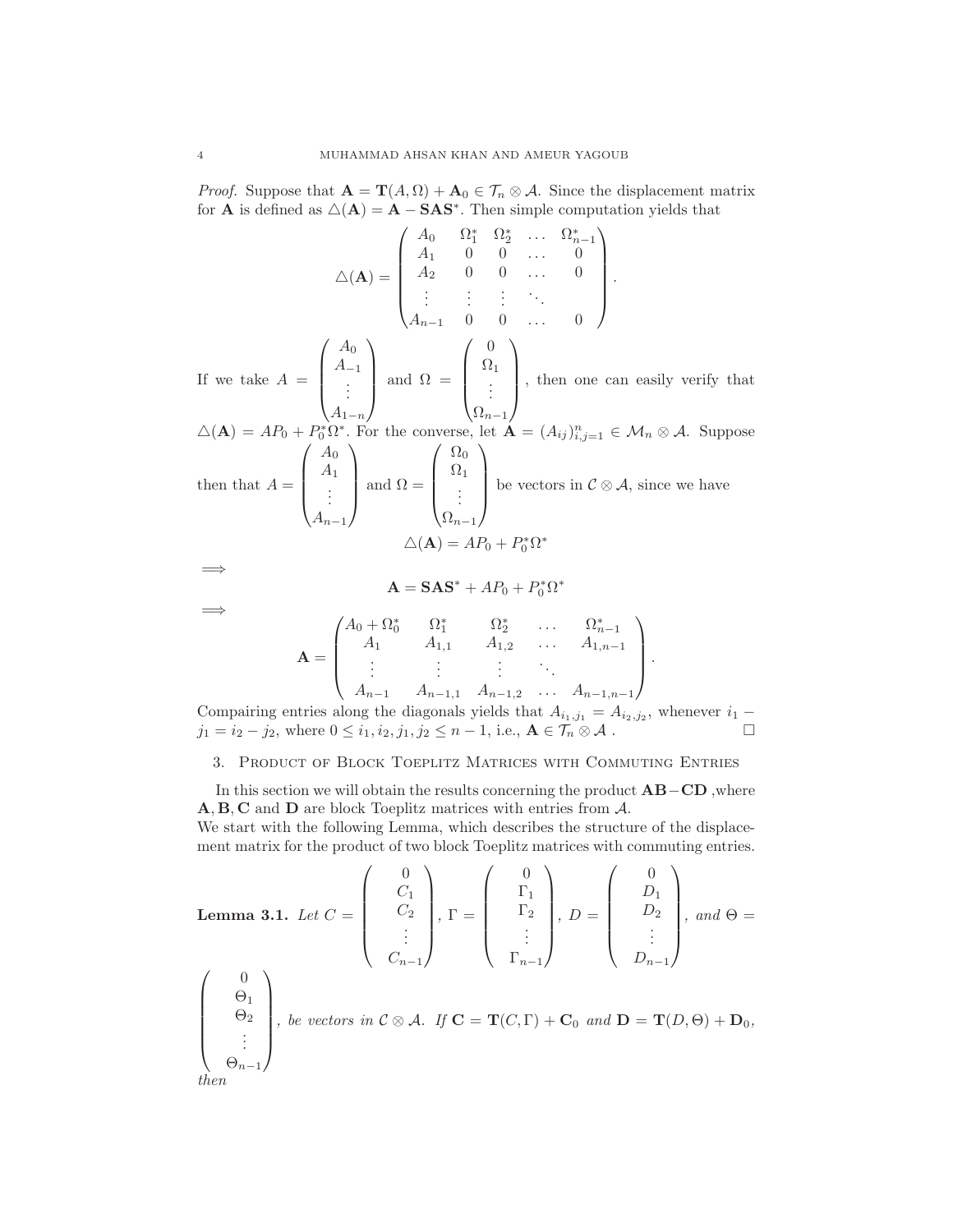*Proof.* Suppose that $\mathbf{A} = \mathbf{T}(A, \Omega) + \mathbf{A}_0 \in \mathcal{T}_n \otimes \mathcal{A}$. Since the displacement matrix for $\mathbf{A}$ is defined as $\triangle(\mathbf{A}) = \mathbf{A} - \mathbf{S}\mathbf{A}\mathbf{S}^*$. Then simple computation yields that

$$\triangle(\mathbf{A}) = \begin{pmatrix} A_0 & \Omega_1^* & \Omega_2^* & \dots & \Omega_{n-1}^* \\ A_1 & 0 & 0 & \dots & 0 \\ A_2 & 0 & 0 & \dots & 0 \\ \vdots & \vdots & \vdots & \ddots & \\ A_{n-1} & 0 & 0 & \dots & 0 \end{pmatrix}.$$

If we take $A = \begin{pmatrix} A_0 \\ A_{-1} \\ \vdots \\ A_{1-n} \end{pmatrix}$ and $\Omega = \begin{pmatrix} 0 \\ \Omega_1 \\ \vdots \\ \Omega_{n-1} \end{pmatrix}$, then one can easily verify that $\triangle(\mathbf{A}) = AP_0 + P_0^*\Omega^*$. For the converse, let $\mathbf{A} = (A_{ij})_{i,j=1}^n \in \mathcal{M}_n \otimes \mathcal{A}$. Suppose then that $A = \begin{pmatrix} A_0 \\ A_1 \\ \vdots \\ A_{n-1} \end{pmatrix}$ and $\Omega = \begin{pmatrix} \Omega_0 \\ \Omega_1 \\ \vdots \\ \Omega_{n-1} \end{pmatrix}$ be vectors in $\mathcal{C} \otimes \mathcal{A}$, since we have

$$\triangle(\mathbf{A}) = AP_0 + P_0^*\Omega^*$$

$\implies$

$$\mathbf{A} = \mathbf{S}\mathbf{A}\mathbf{S}^* + AP_0 + P_0^*\Omega^*$$

$\implies$

$$\mathbf{A} = \begin{pmatrix} A_0 + \Omega_0^* & \Omega_1^* & \Omega_2^* & \dots & \Omega_{n-1}^* \\ A_1 & A_{1,1} & A_{1,2} & \dots & A_{1,n-1} \\ \vdots & \vdots & \vdots & \ddots & \\ A_{n-1} & A_{n-1,1} & A_{n-1,2} & \dots & A_{n-1,n-1} \end{pmatrix}.$$

Compairing entries along the diagonals yields that $A_{i_1,j_1} = A_{i_2,j_2}$, whenever $i_1 - j_1 = i_2 - j_2$, where $0 \le i_1, i_2, j_1, j_2 \le n-1$, i.e., $\mathbf{A} \in \mathcal{T}_n \otimes \mathcal{A}$ . □

## 3. Product of Block Toeplitz Matrices with Commuting Entries

In this section we will obtain the results concerning the product $\mathbf{AB} - \mathbf{CD}$ ,where $\mathbf{A}, \mathbf{B}, \mathbf{C}$ and $\mathbf{D}$ are block Toeplitz matrices with entries from $\mathcal{A}$.
We start with the following Lemma, which describes the structure of the displacement matrix for the product of two block Toeplitz matrices with commuting entries.

**Lemma 3.1.** *Let* $C = \begin{pmatrix} 0 \\ C_1 \\ C_2 \\ \vdots \\ C_{n-1} \end{pmatrix}$, $\Gamma = \begin{pmatrix} 0 \\ \Gamma_1 \\ \Gamma_2 \\ \vdots \\ \Gamma_{n-1} \end{pmatrix}$, $D = \begin{pmatrix} 0 \\ D_1 \\ D_2 \\ \vdots \\ D_{n-1} \end{pmatrix}$, *and* $\Theta = \begin{pmatrix} 0 \\ \Theta_1 \\ \Theta_2 \\ \vdots \\ \Theta_{n-1} \end{pmatrix}$, *be vectors in* $\mathcal{C} \otimes \mathcal{A}$. *If* $\mathbf{C} = \mathbf{T}(C, \Gamma) + \mathbf{C}_0$ *and* $\mathbf{D} = \mathbf{T}(D, \Theta) + \mathbf{D}_0$, *then*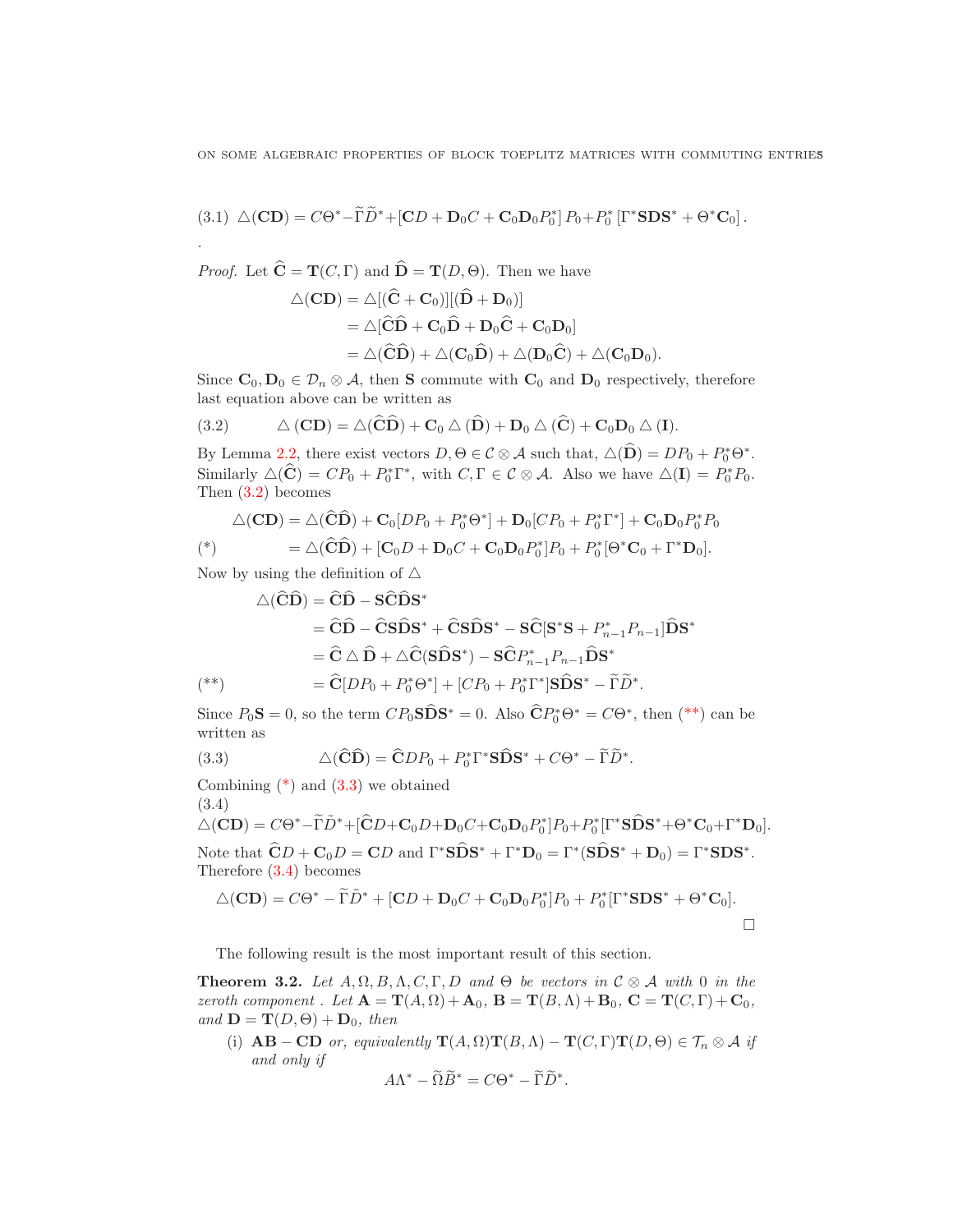$$(3.1)\quad \triangle(\mathbf{CD}) = C\Theta^* - \widetilde{\Gamma}\widetilde{D}^* + [\mathbf{C}D + \mathbf{D}_0 C + \mathbf{C}_0\mathbf{D}_0 P_0^*]\, P_0 + P_0^*\, [\Gamma^*\mathbf{SDS}^* + \Theta^*\mathbf{C}_0]\,.$$

.

*Proof.* Let $\widehat{\mathbf{C}} = \mathbf{T}(C,\Gamma)$ and $\widehat{\mathbf{D}} = \mathbf{T}(D,\Theta)$. Then we have

$$\begin{aligned}
\triangle(\mathbf{CD}) &= \triangle[(\widehat{\mathbf{C}} + \mathbf{C}_0)][(\widehat{\mathbf{D}} + \mathbf{D}_0)] \\
&= \triangle[\widehat{\mathbf{C}}\widehat{\mathbf{D}} + \mathbf{C}_0\widehat{\mathbf{D}} + \mathbf{D}_0\widehat{\mathbf{C}} + \mathbf{C}_0\mathbf{D}_0] \\
&= \triangle(\widehat{\mathbf{C}}\widehat{\mathbf{D}}) + \triangle(\mathbf{C}_0\widehat{\mathbf{D}}) + \triangle(\mathbf{D}_0\widehat{\mathbf{C}}) + \triangle(\mathbf{C}_0\mathbf{D}_0).
\end{aligned}$$

Since $\mathbf{C}_0, \mathbf{D}_0 \in \mathcal{D}_n \otimes \mathcal{A}$, then $\mathbf{S}$ commute with $\mathbf{C}_0$ and $\mathbf{D}_0$ respectively, therefore last equation above can be written as

$$(3.2)\qquad \triangle(\mathbf{CD}) = \triangle(\widehat{\mathbf{C}}\widehat{\mathbf{D}}) + \mathbf{C}_0 \triangle(\widehat{\mathbf{D}}) + \mathbf{D}_0 \triangle(\widehat{\mathbf{C}}) + \mathbf{C}_0\mathbf{D}_0 \triangle(\mathbf{I}).$$

By Lemma 2.2, there exist vectors $D, \Theta \in \mathcal{C} \otimes \mathcal{A}$ such that, $\triangle(\widehat{\mathbf{D}}) = DP_0 + P_0^*\Theta^*$. Similarly $\triangle(\widehat{\mathbf{C}}) = CP_0 + P_0^*\Gamma^*$, with $C, \Gamma \in \mathcal{C} \otimes \mathcal{A}$. Also we have $\triangle(\mathbf{I}) = P_0^*P_0$. Then (3.2) becomes

$$\begin{aligned}
\triangle(\mathbf{CD}) &= \triangle(\widehat{\mathbf{C}}\widehat{\mathbf{D}}) + \mathbf{C}_0[DP_0 + P_0^*\Theta^*] + \mathbf{D}_0[CP_0 + P_0^*\Gamma^*] + \mathbf{C}_0\mathbf{D}_0P_0^*P_0 \\
(*)\qquad &= \triangle(\widehat{\mathbf{C}}\widehat{\mathbf{D}}) + [\mathbf{C}_0D + \mathbf{D}_0C + \mathbf{C}_0\mathbf{D}_0P_0^*]P_0 + P_0^*[\Theta^*\mathbf{C}_0 + \Gamma^*\mathbf{D}_0].
\end{aligned}$$

Now by using the definition of $\triangle$

$$\begin{aligned}
\triangle(\widehat{\mathbf{C}}\widehat{\mathbf{D}}) &= \widehat{\mathbf{C}}\widehat{\mathbf{D}} - \mathbf{S}\widehat{\mathbf{C}}\widehat{\mathbf{D}}\mathbf{S}^* \\
&= \widehat{\mathbf{C}}\widehat{\mathbf{D}} - \widehat{\mathbf{C}}\mathbf{S}\widehat{\mathbf{D}}\mathbf{S}^* + \widehat{\mathbf{C}}\mathbf{S}\widehat{\mathbf{D}}\mathbf{S}^* - \mathbf{S}\widehat{\mathbf{C}}[\mathbf{S}^*\mathbf{S} + P_{n-1}^*P_{n-1}]\widehat{\mathbf{D}}\mathbf{S}^* \\
&= \widehat{\mathbf{C}} \triangle \widehat{\mathbf{D}} + \triangle\widehat{\mathbf{C}}(\mathbf{S}\widehat{\mathbf{D}}\mathbf{S}^*) - \mathbf{S}\widehat{\mathbf{C}}P_{n-1}^*P_{n-1}\widehat{\mathbf{D}}\mathbf{S}^* \\
(**)\qquad &= \widehat{\mathbf{C}}[DP_0 + P_0^*\Theta^*] + [CP_0 + P_0^*\Gamma^*]\mathbf{S}\widehat{\mathbf{D}}\mathbf{S}^* - \widetilde{\Gamma}\widetilde{D}^*.
\end{aligned}$$

Since $P_0\mathbf{S} = 0$, so the term $CP_0\mathbf{S}\widehat{\mathbf{D}}\mathbf{S}^* = 0$. Also $\widehat{\mathbf{C}}P_0^*\Theta^* = C\Theta^*$, then (**) can be written as

$$(3.3)\qquad \triangle(\widehat{\mathbf{C}}\widehat{\mathbf{D}}) = \widehat{\mathbf{C}}DP_0 + P_0^*\Gamma^*\mathbf{S}\widehat{\mathbf{D}}\mathbf{S}^* + C\Theta^* - \widetilde{\Gamma}\widetilde{D}^*.$$

Combining (*) and (3.3) we obtained

(3.4)

$$\triangle(\mathbf{CD}) = C\Theta^* - \widetilde{\Gamma}\widetilde{D}^* + [\widehat{\mathbf{C}}D + \mathbf{C}_0D + \mathbf{D}_0C + \mathbf{C}_0\mathbf{D}_0P_0^*]P_0 + P_0^*[\Gamma^*\mathbf{S}\widehat{\mathbf{D}}\mathbf{S}^* + \Theta^*\mathbf{C}_0 + \Gamma^*\mathbf{D}_0].$$

Note that $\widehat{\mathbf{C}}D + \mathbf{C}_0D = \mathbf{C}D$ and $\Gamma^*\mathbf{S}\widehat{\mathbf{D}}\mathbf{S}^* + \Gamma^*\mathbf{D}_0 = \Gamma^*(\mathbf{S}\widehat{\mathbf{D}}\mathbf{S}^* + \mathbf{D}_0) = \Gamma^*\mathbf{SDS}^*$. Therefore (3.4) becomes

$$\triangle(\mathbf{CD}) = C\Theta^* - \widetilde{\Gamma}\widetilde{D}^* + [\mathbf{C}D + \mathbf{D}_0C + \mathbf{C}_0\mathbf{D}_0P_0^*]P_0 + P_0^*[\Gamma^*\mathbf{SDS}^* + \Theta^*\mathbf{C}_0].$$

□

The following result is the most important result of this section.

**Theorem 3.2.** *Let $A, \Omega, B, \Lambda, C, \Gamma, D$ and $\Theta$ be vectors in $\mathcal{C} \otimes \mathcal{A}$ with 0 in the zeroth component . Let $\mathbf{A} = \mathbf{T}(A,\Omega) + \mathbf{A}_0$, $\mathbf{B} = \mathbf{T}(B,\Lambda) + \mathbf{B}_0$, $\mathbf{C} = \mathbf{T}(C,\Gamma) + \mathbf{C}_0$, and $\mathbf{D} = \mathbf{T}(D,\Theta) + \mathbf{D}_0$, then*

(i) $\mathbf{AB} - \mathbf{CD}$ *or, equivalently* $\mathbf{T}(A,\Omega)\mathbf{T}(B,\Lambda) - \mathbf{T}(C,\Gamma)\mathbf{T}(D,\Theta) \in \mathcal{T}_n \otimes \mathcal{A}$ *if and only if*

$$A\Lambda^* - \widetilde{\Omega}\widetilde{B}^* = C\Theta^* - \widetilde{\Gamma}\widetilde{D}^*.$$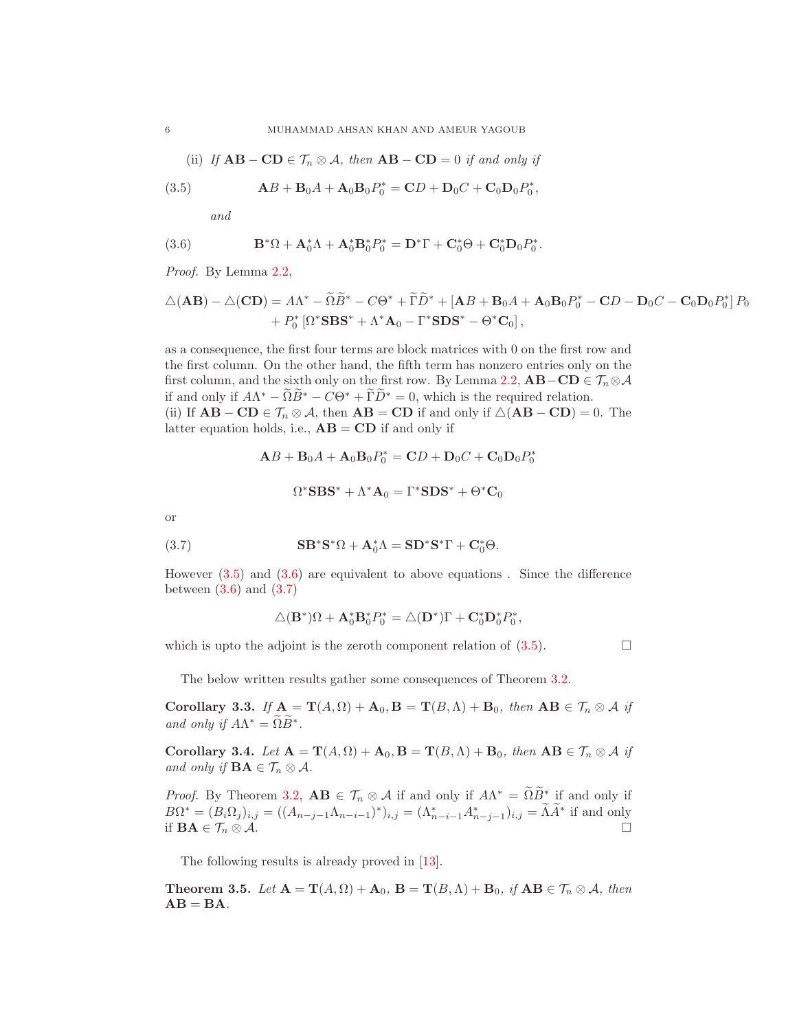(ii) *If* $\mathbf{AB}-\mathbf{CD}\in\mathcal{T}_n\otimes\mathcal{A}$, *then* $\mathbf{AB}-\mathbf{CD}=0$ *if and only if*

$$\mathbf{A}B+\mathbf{B}_0A+\mathbf{A}_0\mathbf{B}_0P_0^*=\mathbf{C}D+\mathbf{D}_0C+\mathbf{C}_0\mathbf{D}_0P_0^*, \tag{3.5}$$

*and*

$$\mathbf{B}^*\Omega+\mathbf{A}_0^*\Lambda+\mathbf{A}_0^*\mathbf{B}_0^*P_0^*=\mathbf{D}^*\Gamma+\mathbf{C}_0^*\Theta+\mathbf{C}_0^*\mathbf{D}_0P_0^*. \tag{3.6}$$

*Proof.* By Lemma 2.2,

$$\begin{aligned}\triangle(\mathbf{AB})-\triangle(\mathbf{CD})&=A\Lambda^*-\widetilde{\Omega}\widetilde{B}^*-C\Theta^*+\widetilde{\Gamma}\widetilde{D}^*+\left[\mathbf{A}B+\mathbf{B}_0A+\mathbf{A}_0\mathbf{B}_0P_0^*-\mathbf{C}D-\mathbf{D}_0C-\mathbf{C}_0\mathbf{D}_0P_0^*\right]P_0\\&\quad+P_0^*\left[\Omega^*\mathbf{SBS}^*+\Lambda^*\mathbf{A}_0-\Gamma^*\mathbf{SDS}^*-\Theta^*\mathbf{C}_0\right],\end{aligned}$$

as a consequence, the first four terms are block matrices with 0 on the first row and the first column. On the other hand, the fifth term has nonzero entries only on the first column, and the sixth only on the first row. By Lemma 2.2, $\mathbf{AB}-\mathbf{CD}\in\mathcal{T}_n\otimes\mathcal{A}$ if and only if $A\Lambda^*-\widetilde{\Omega}\widetilde{B}^*-C\Theta^*+\widetilde{\Gamma}\widetilde{D}^*=0$, which is the required relation.
(ii) If $\mathbf{AB}-\mathbf{CD}\in\mathcal{T}_n\otimes\mathcal{A}$, then $\mathbf{AB}=\mathbf{CD}$ if and only if $\triangle(\mathbf{AB}-\mathbf{CD})=0$. The latter equation holds, i.e., $\mathbf{AB}=\mathbf{CD}$ if and only if

$$\mathbf{A}B+\mathbf{B}_0A+\mathbf{A}_0\mathbf{B}_0P_0^*=\mathbf{C}D+\mathbf{D}_0C+\mathbf{C}_0\mathbf{D}_0P_0^*$$

$$\Omega^*\mathbf{SBS}^*+\Lambda^*\mathbf{A}_0=\Gamma^*\mathbf{SDS}^*+\Theta^*\mathbf{C}_0$$

or

$$\mathbf{SB}^*\mathbf{S}^*\Omega+\mathbf{A}_0^*\Lambda=\mathbf{SD}^*\mathbf{S}^*\Gamma+\mathbf{C}_0^*\Theta. \tag{3.7}$$

However (3.5) and (3.6) are equivalent to above equations . Since the difference between (3.6) and (3.7)

$$\triangle(\mathbf{B}^*)\Omega+\mathbf{A}_0^*\mathbf{B}_0^*P_0^*=\triangle(\mathbf{D}^*)\Gamma+\mathbf{C}_0^*\mathbf{D}_0^*P_0^*,$$

which is upto the adjoint is the zeroth component relation of (3.5). □

The below written results gather some consequences of Theorem 3.2.

**Corollary 3.3.** *If* $\mathbf{A}=\mathbf{T}(A,\Omega)+\mathbf{A}_0,\mathbf{B}=\mathbf{T}(B,\Lambda)+\mathbf{B}_0$, *then* $\mathbf{AB}\in\mathcal{T}_n\otimes\mathcal{A}$ *if and only if* $A\Lambda^*=\widetilde{\Omega}\widetilde{B}^*$.

**Corollary 3.4.** *Let* $\mathbf{A}=\mathbf{T}(A,\Omega)+\mathbf{A}_0,\mathbf{B}=\mathbf{T}(B,\Lambda)+\mathbf{B}_0$, *then* $\mathbf{AB}\in\mathcal{T}_n\otimes\mathcal{A}$ *if and only if* $\mathbf{BA}\in\mathcal{T}_n\otimes\mathcal{A}$.

*Proof.* By Theorem 3.2, $\mathbf{AB}\in\mathcal{T}_n\otimes\mathcal{A}$ if and only if $A\Lambda^*=\widetilde{\Omega}\widetilde{B}^*$ if and only if $B\Omega^*=(B_i\Omega_j)_{i,j}=((A_{n-j-1}\Lambda_{n-i-1})^*)_{i,j}=(\Lambda_{n-i-1}^*A_{n-j-1}^*)_{i,j}=\widetilde{\Lambda}\widetilde{A}^*$ if and only if $\mathbf{BA}\in\mathcal{T}_n\otimes\mathcal{A}$. □

The following results is already proved in [13].

**Theorem 3.5.** *Let* $\mathbf{A}=\mathbf{T}(A,\Omega)+\mathbf{A}_0$, $\mathbf{B}=\mathbf{T}(B,\Lambda)+\mathbf{B}_0$, *if* $\mathbf{AB}\in\mathcal{T}_n\otimes\mathcal{A}$, *then* $\mathbf{AB}=\mathbf{BA}$.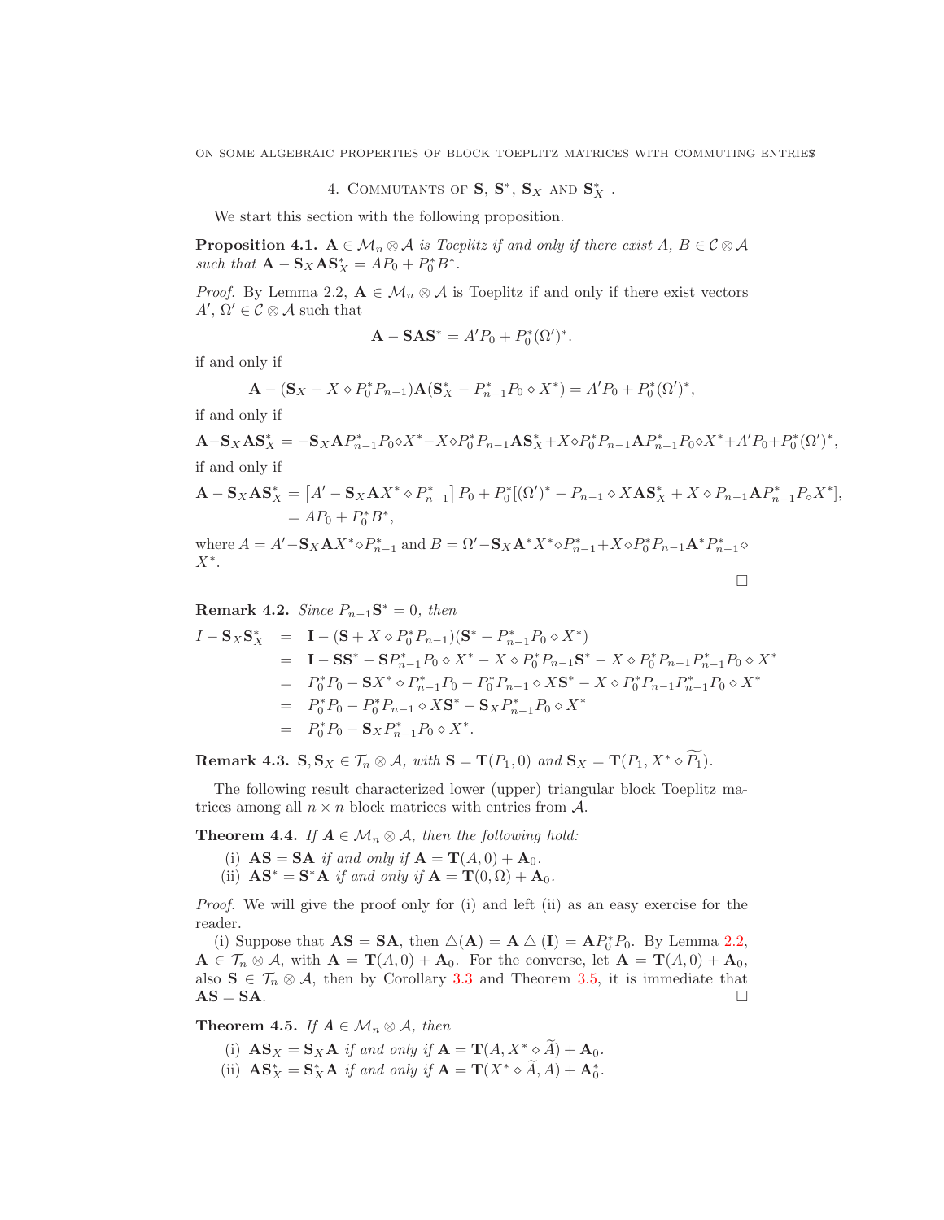## 4. Commutants of $\mathbf{S}$, $\mathbf{S}^*$, $\mathbf{S}_X$ and $\mathbf{S}_X^*$ .

We start this section with the following proposition.

**Proposition 4.1.** *$\mathbf{A} \in \mathcal{M}_n \otimes \mathcal{A}$ is Toeplitz if and only if there exist $A$, $B \in \mathcal{C} \otimes \mathcal{A}$ such that $\mathbf{A} - \mathbf{S}_X \mathbf{A} \mathbf{S}_X^* = AP_0 + P_0^* B^*$.*

*Proof.* By Lemma 2.2, $\mathbf{A} \in \mathcal{M}_n \otimes \mathcal{A}$ is Toeplitz if and only if there exist vectors $A'$, $\Omega' \in \mathcal{C} \otimes \mathcal{A}$ such that

$$\mathbf{A} - \mathbf{S}\mathbf{A}\mathbf{S}^* = A'P_0 + P_0^*(\Omega')^*.$$

if and only if

$$\mathbf{A} - (\mathbf{S}_X - X \diamond P_0^* P_{n-1})\mathbf{A}(\mathbf{S}_X^* - P_{n-1}^* P_0 \diamond X^*) = A'P_0 + P_0^*(\Omega')^*,$$

if and only if

$$\mathbf{A} - \mathbf{S}_X \mathbf{A} \mathbf{S}_X^* = -\mathbf{S}_X \mathbf{A} P_{n-1}^* P_0 \diamond X^* - X \diamond P_0^* P_{n-1} \mathbf{A} \mathbf{S}_X^* + X \diamond P_0^* P_{n-1} \mathbf{A} P_{n-1}^* P_0 \diamond X^* + A'P_0 + P_0^*(\Omega')^*,$$

if and only if

$$\begin{aligned}\mathbf{A} - \mathbf{S}_X \mathbf{A} \mathbf{S}_X^* &= \left[A' - \mathbf{S}_X \mathbf{A} X^* \diamond P_{n-1}^*\right] P_0 + P_0^*[(\Omega')^* - P_{n-1} \diamond X \mathbf{A} \mathbf{S}_X^* + X \diamond P_{n-1} \mathbf{A} P_{n-1}^* P_\diamond X^*], \\ &= AP_0 + P_0^* B^*,\end{aligned}$$

where $A = A' - \mathbf{S}_X \mathbf{A} X^* \diamond P_{n-1}^*$ and $B = \Omega' - \mathbf{S}_X \mathbf{A}^* X^* \diamond P_{n-1}^* + X \diamond P_0^* P_{n-1} \mathbf{A}^* P_{n-1}^* \diamond X^*$.

□

**Remark 4.2.** *Since $P_{n-1}\mathbf{S}^* = 0$, then*

$$\begin{aligned}
I - \mathbf{S}_X \mathbf{S}_X^* &= \mathbf{I} - (\mathbf{S} + X \diamond P_0^* P_{n-1})(\mathbf{S}^* + P_{n-1}^* P_0 \diamond X^*) \\
&= \mathbf{I} - \mathbf{S}\mathbf{S}^* - \mathbf{S} P_{n-1}^* P_0 \diamond X^* - X \diamond P_0^* P_{n-1} \mathbf{S}^* - X \diamond P_0^* P_{n-1} P_{n-1}^* P_0 \diamond X^* \\
&= P_0^* P_0 - \mathbf{S} X^* \diamond P_{n-1}^* P_0 - P_0^* P_{n-1} \diamond X \mathbf{S}^* - X \diamond P_0^* P_{n-1} P_{n-1}^* P_0 \diamond X^* \\
&= P_0^* P_0 - P_0^* P_{n-1} \diamond X \mathbf{S}^* - \mathbf{S}_X P_{n-1}^* P_0 \diamond X^* \\
&= P_0^* P_0 - \mathbf{S}_X P_{n-1}^* P_0 \diamond X^*.
\end{aligned}$$

**Remark 4.3.** *$\mathbf{S}, \mathbf{S}_X \in \mathcal{T}_n \otimes \mathcal{A}$, with $\mathbf{S} = \mathbf{T}(P_1, 0)$ and $\mathbf{S}_X = \mathbf{T}(P_1, X^* \diamond \widetilde{P_1})$.*

The following result characterized lower (upper) triangular block Toeplitz matrices among all $n \times n$ block matrices with entries from $\mathcal{A}$.

**Theorem 4.4.** *If $\mathbf{A} \in \mathcal{M}_n \otimes \mathcal{A}$, then the following hold:*

(i) *$\mathbf{A}\mathbf{S} = \mathbf{S}\mathbf{A}$ if and only if $\mathbf{A} = \mathbf{T}(A, 0) + \mathbf{A}_0$.*
(ii) *$\mathbf{A}\mathbf{S}^* = \mathbf{S}^*\mathbf{A}$ if and only if $\mathbf{A} = \mathbf{T}(0, \Omega) + \mathbf{A}_0$.*

*Proof.* We will give the proof only for (i) and left (ii) as an easy exercise for the reader.

(i) Suppose that $\mathbf{A}\mathbf{S} = \mathbf{S}\mathbf{A}$, then $\triangle(\mathbf{A}) = \mathbf{A} \triangle (\mathbf{I}) = \mathbf{A} P_0^* P_0$. By Lemma 2.2, $\mathbf{A} \in \mathcal{T}_n \otimes \mathcal{A}$, with $\mathbf{A} = \mathbf{T}(A, 0) + \mathbf{A}_0$. For the converse, let $\mathbf{A} = \mathbf{T}(A, 0) + \mathbf{A}_0$, also $\mathbf{S} \in \mathcal{T}_n \otimes \mathcal{A}$, then by Corollary 3.3 and Theorem 3.5, it is immediate that $\mathbf{A}\mathbf{S} = \mathbf{S}\mathbf{A}$. □

**Theorem 4.5.** *If $\mathbf{A} \in \mathcal{M}_n \otimes \mathcal{A}$, then*

(i) *$\mathbf{A}\mathbf{S}_X = \mathbf{S}_X \mathbf{A}$ if and only if $\mathbf{A} = \mathbf{T}(A, X^* \diamond \widetilde{A}) + \mathbf{A}_0$.*
(ii) *$\mathbf{A}\mathbf{S}_X^* = \mathbf{S}_X^* \mathbf{A}$ if and only if $\mathbf{A} = \mathbf{T}(X^* \diamond \widetilde{A}, A) + \mathbf{A}_0^*$.*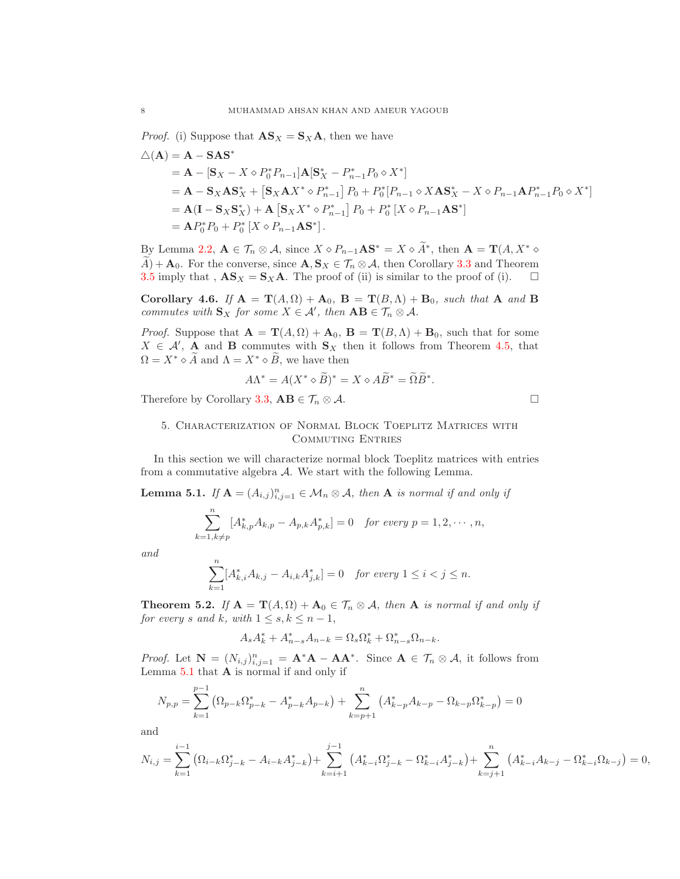*Proof.* (i) Suppose that $\mathbf{A}\mathbf{S}_X = \mathbf{S}_X\mathbf{A}$, then we have

$$
\begin{aligned}
\triangle(\mathbf{A}) &= \mathbf{A} - \mathbf{S}\mathbf{A}\mathbf{S}^* \\
&= \mathbf{A} - [\mathbf{S}_X - X \diamond P_0^* P_{n-1}]\mathbf{A}[\mathbf{S}_X^* - P_{n-1}^* P_0 \diamond X^*] \\
&= \mathbf{A} - \mathbf{S}_X\mathbf{A}\mathbf{S}_X^* + \left[\mathbf{S}_X\mathbf{A}X^* \diamond P_{n-1}^*\right] P_0 + P_0^*[P_{n-1} \diamond X\mathbf{A}\mathbf{S}_X^* - X \diamond P_{n-1}\mathbf{A}P_{n-1}^* P_0 \diamond X^*] \\
&= \mathbf{A}(\mathbf{I} - \mathbf{S}_X\mathbf{S}_X^*) + \mathbf{A}\left[\mathbf{S}_X X^* \diamond P_{n-1}^*\right] P_0 + P_0^*\left[X \diamond P_{n-1}\mathbf{A}\mathbf{S}^*\right] \\
&= \mathbf{A}P_0^* P_0 + P_0^*\left[X \diamond P_{n-1}\mathbf{A}\mathbf{S}^*\right].
\end{aligned}
$$

By Lemma 2.2, $\mathbf{A} \in \mathcal{T}_n \otimes \mathcal{A}$, since $X \diamond P_{n-1}\mathbf{A}\mathbf{S}^* = X \diamond \widetilde{A}^*$, then $\mathbf{A} = \mathbf{T}(A, X^* \diamond \widetilde{A}) + \mathbf{A}_0$. For the converse, since $\mathbf{A}, \mathbf{S}_X \in \mathcal{T}_n \otimes \mathcal{A}$, then Corollary 3.3 and Theorem 3.5 imply that , $\mathbf{A}\mathbf{S}_X = \mathbf{S}_X\mathbf{A}$. The proof of (ii) is similar to the proof of (i). $\square$

**Corollary 4.6.** *If $\mathbf{A} = \mathbf{T}(A, \Omega) + \mathbf{A}_0$, $\mathbf{B} = \mathbf{T}(B, \Lambda) + \mathbf{B}_0$, such that $\mathbf{A}$ and $\mathbf{B}$ commutes with $\mathbf{S}_X$ for some $X \in \mathcal{A}'$, then $\mathbf{A}\mathbf{B} \in \mathcal{T}_n \otimes \mathcal{A}$.*

*Proof.* Suppose that $\mathbf{A} = \mathbf{T}(A, \Omega) + \mathbf{A}_0$, $\mathbf{B} = \mathbf{T}(B, \Lambda) + \mathbf{B}_0$, such that for some $X \in \mathcal{A}'$, $\mathbf{A}$ and $\mathbf{B}$ commutes with $\mathbf{S}_X$ then it follows from Theorem 4.5, that $\Omega = X^* \diamond \widetilde{A}$ and $\Lambda = X^* \diamond \widetilde{B}$, we have then

$$
A\Lambda^* = A(X^* \diamond \widetilde{B})^* = X \diamond A\widetilde{B}^* = \widetilde{\Omega}\widetilde{B}^*.
$$

Therefore by Corollary 3.3, $\mathbf{A}\mathbf{B} \in \mathcal{T}_n \otimes \mathcal{A}$. $\square$

## 5. Characterization of Normal Block Toeplitz Matrices with Commuting Entries

In this section we will characterize normal block Toeplitz matrices with entries from a commutative algebra $\mathcal{A}$. We start with the following Lemma.

**Lemma 5.1.** *If $\mathbf{A} = (A_{i,j})_{i,j=1}^n \in \mathcal{M}_n \otimes \mathcal{A}$, then $\mathbf{A}$ is normal if and only if*

$$
\sum_{k=1, k\neq p}^{n} [A_{k,p}^* A_{k,p} - A_{p,k} A_{p,k}^*] = 0 \quad \text{for every } p = 1, 2, \cdots, n,
$$

*and*

$$
\sum_{k=1}^{n} [A_{k,i}^* A_{k,j} - A_{i,k} A_{j,k}^*] = 0 \quad \text{for every } 1 \leq i < j \leq n.
$$

**Theorem 5.2.** *If $\mathbf{A} = \mathbf{T}(A, \Omega) + \mathbf{A}_0 \in \mathcal{T}_n \otimes \mathcal{A}$, then $\mathbf{A}$ is normal if and only if for every $s$ and $k$, with $1 \leq s, k \leq n-1$,*

$$
A_s A_k^* + A_{n-s}^* A_{n-k} = \Omega_s \Omega_k^* + \Omega_{n-s}^* \Omega_{n-k}.
$$

*Proof.* Let $\mathbf{N} = (N_{i,j})_{i,j=1}^n = \mathbf{A}^*\mathbf{A} - \mathbf{A}\mathbf{A}^*$. Since $\mathbf{A} \in \mathcal{T}_n \otimes \mathcal{A}$, it follows from Lemma 5.1 that $\mathbf{A}$ is normal if and only if

$$
N_{p,p} = \sum_{k=1}^{p-1} \left(\Omega_{p-k}\Omega_{p-k}^* - A_{p-k}^* A_{p-k}\right) + \sum_{k=p+1}^{n} \left(A_{k-p}^* A_{k-p} - \Omega_{k-p}\Omega_{k-p}^*\right) = 0
$$

and

$$
N_{i,j} = \sum_{k=1}^{i-1} \left(\Omega_{i-k}\Omega_{j-k}^* - A_{i-k}A_{j-k}^*\right) + \sum_{k=i+1}^{j-1} \left(A_{k-i}^*\Omega_{j-k}^* - \Omega_{k-i}^* A_{j-k}^*\right) + \sum_{k=j+1}^{n} \left(A_{k-i}^* A_{k-j} - \Omega_{k-i}^*\Omega_{k-j}\right) = 0,
$$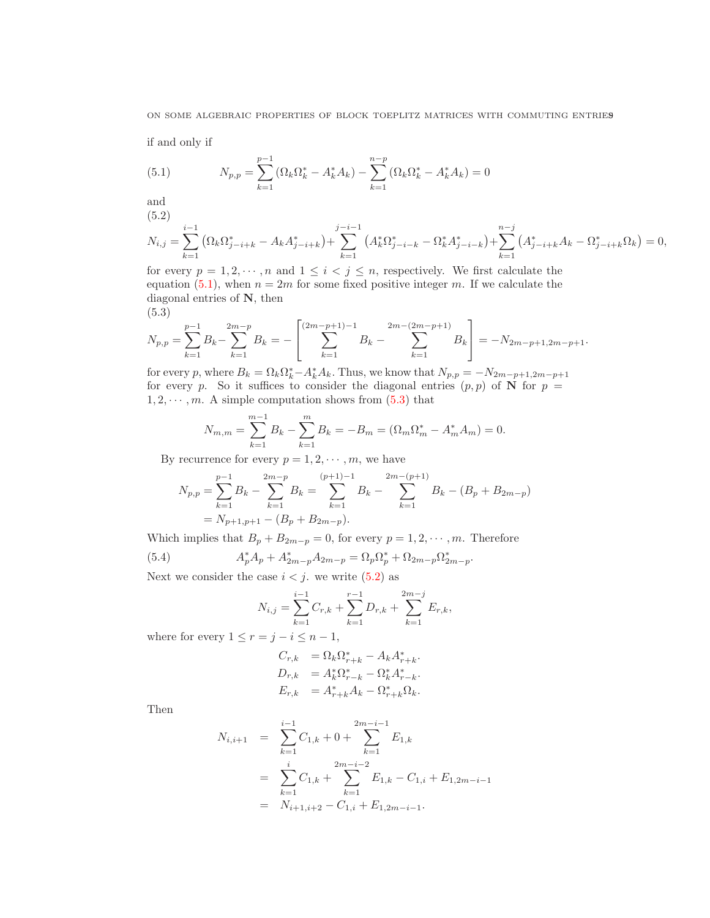if and only if

$$N_{p,p} = \sum_{k=1}^{p-1} \left(\Omega_k \Omega_k^* - A_k^* A_k\right) - \sum_{k=1}^{n-p} \left(\Omega_k \Omega_k^* - A_k^* A_k\right) = 0 \tag{5.1}$$

and

$$N_{i,j} = \sum_{k=1}^{i-1} \left(\Omega_k \Omega_{j-i+k}^* - A_k A_{j-i+k}^*\right) + \sum_{k=1}^{j-i-1} \left(A_k^* \Omega_{j-i-k}^* - \Omega_k^* A_{j-i-k}^*\right) + \sum_{k=1}^{n-j} \left(A_{j-i+k}^* A_k - \Omega_{j-i+k}^* \Omega_k\right) = 0, \tag{5.2}$$

for every $p = 1, 2, \cdots, n$ and $1 \leq i < j \leq n$, respectively. We first calculate the equation (5.1), when $n = 2m$ for some fixed positive integer $m$. If we calculate the diagonal entries of $\mathbf{N}$, then

$$N_{p,p} = \sum_{k=1}^{p-1} B_k - \sum_{k=1}^{2m-p} B_k = -\left[\sum_{k=1}^{(2m-p+1)-1} B_k - \sum_{k=1}^{2m-(2m-p+1)} B_k\right] = -N_{2m-p+1, 2m-p+1}. \tag{5.3}$$

for every $p$, where $B_k = \Omega_k \Omega_k^* - A_k^* A_k$. Thus, we know that $N_{p,p} = -N_{2m-p+1,2m-p+1}$ for every $p$. So it suffices to consider the diagonal entries $(p, p)$ of $\mathbf{N}$ for $p = 1, 2, \cdots, m$. A simple computation shows from (5.3) that

$$N_{m,m} = \sum_{k=1}^{m-1} B_k - \sum_{k=1}^{m} B_k = -B_m = (\Omega_m \Omega_m^* - A_m^* A_m) = 0.$$

By recurrence for every $p = 1, 2, \cdots, m$, we have

$$\begin{aligned} N_{p,p} &= \sum_{k=1}^{p-1} B_k - \sum_{k=1}^{2m-p} B_k = \sum_{k=1}^{(p+1)-1} B_k - \sum_{k=1}^{2m-(p+1)} B_k - (B_p + B_{2m-p}) \\ &= N_{p+1,p+1} - (B_p + B_{2m-p}). \end{aligned}$$

Which implies that $B_p + B_{2m-p} = 0$, for every $p = 1, 2, \cdots, m$. Therefore

$$A_p^* A_p + A_{2m-p}^* A_{2m-p} = \Omega_p \Omega_p^* + \Omega_{2m-p} \Omega_{2m-p}^*. \tag{5.4}$$

Next we consider the case $i < j$. we write (5.2) as

$$N_{i,j} = \sum_{k=1}^{i-1} C_{r,k} + \sum_{k=1}^{r-1} D_{r,k} + \sum_{k=1}^{2m-j} E_{r,k},$$

where for every $1 \leq r = j - i \leq n - 1$,

$$\begin{aligned} C_{r,k} &= \Omega_k \Omega_{r+k}^* - A_k A_{r+k}^*. \\ D_{r,k} &= A_k^* \Omega_{r-k}^* - \Omega_k^* A_{r-k}^*. \\ E_{r,k} &= A_{r+k}^* A_k - \Omega_{r+k}^* \Omega_k. \end{aligned}$$

Then

$$\begin{aligned} N_{i,i+1} &= \sum_{k=1}^{i-1} C_{1,k} + 0 + \sum_{k=1}^{2m-i-1} E_{1,k} \\ &= \sum_{k=1}^{i} C_{1,k} + \sum_{k=1}^{2m-i-2} E_{1,k} - C_{1,i} + E_{1,2m-i-1} \\ &= N_{i+1,i+2} - C_{1,i} + E_{1,2m-i-1}. \end{aligned}$$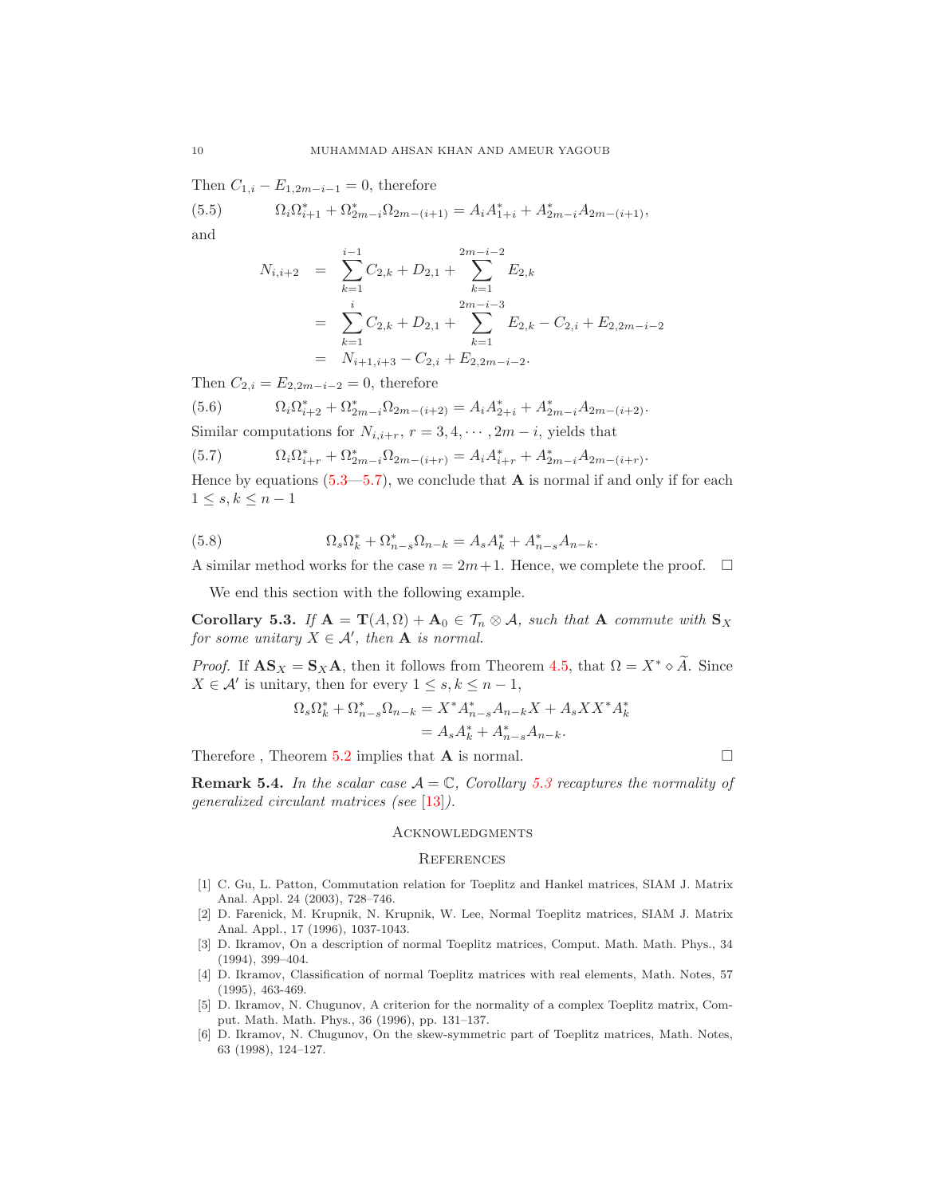Then $C_{1,i} - E_{1,2m-i-1} = 0$, therefore

$$\Omega_i \Omega_{i+1}^* + \Omega_{2m-i}^* \Omega_{2m-(i+1)} = A_i A_{1+i}^* + A_{2m-i}^* A_{2m-(i+1)}, \tag{5.5}$$

and

$$\begin{aligned} N_{i,i+2} &= \sum_{k=1}^{i-1} C_{2,k} + D_{2,1} + \sum_{k=1}^{2m-i-2} E_{2,k} \\ &= \sum_{k=1}^{i} C_{2,k} + D_{2,1} + \sum_{k=1}^{2m-i-3} E_{2,k} - C_{2,i} + E_{2,2m-i-2} \\ &= N_{i+1,i+3} - C_{2,i} + E_{2,2m-i-2}. \end{aligned}$$

Then $C_{2,i} = E_{2,2m-i-2} = 0$, therefore

$$\Omega_i \Omega_{i+2}^* + \Omega_{2m-i}^* \Omega_{2m-(i+2)} = A_i A_{2+i}^* + A_{2m-i}^* A_{2m-(i+2)}. \tag{5.6}$$

Similar computations for $N_{i,i+r}$, $r = 3, 4, \cdots, 2m-i$, yields that

$$\Omega_i \Omega_{i+r}^* + \Omega_{2m-i}^* \Omega_{2m-(i+r)} = A_i A_{i+r}^* + A_{2m-i}^* A_{2m-(i+r)}. \tag{5.7}$$

Hence by equations (5.3—5.7), we conclude that $\mathbf{A}$ is normal if and only if for each $1 \leq s, k \leq n-1$

$$\Omega_s \Omega_k^* + \Omega_{n-s}^* \Omega_{n-k} = A_s A_k^* + A_{n-s}^* A_{n-k}. \tag{5.8}$$

A similar method works for the case $n = 2m+1$. Hence, we complete the proof. $\square$

We end this section with the following example.

**Corollary 5.3.** *If $\mathbf{A} = \mathbf{T}(A, \Omega) + \mathbf{A}_0 \in \mathcal{T}_n \otimes \mathcal{A}$, such that $\mathbf{A}$ commute with $\mathbf{S}_X$ for some unitary $X \in \mathcal{A}'$, then $\mathbf{A}$ is normal.*

*Proof.* If $\mathbf{A}\mathbf{S}_X = \mathbf{S}_X \mathbf{A}$, then it follows from Theorem 4.5, that $\Omega = X^* \diamond \widetilde{A}$. Since $X \in \mathcal{A}'$ is unitary, then for every $1 \leq s, k \leq n-1$,

$$\begin{aligned} \Omega_s \Omega_k^* + \Omega_{n-s}^* \Omega_{n-k} &= X^* A_{n-s}^* A_{n-k} X + A_s X X^* A_k^* \\ &= A_s A_k^* + A_{n-s}^* A_{n-k}. \end{aligned}$$

Therefore , Theorem 5.2 implies that $\mathbf{A}$ is normal. $\square$

**Remark 5.4.** *In the scalar case $\mathcal{A} = \mathbb{C}$, Corollary 5.3 recaptures the normality of generalized circulant matrices (see [13]).*

## Acknowledgments

## References

- [1] C. Gu, L. Patton, Commutation relation for Toeplitz and Hankel matrices, SIAM J. Matrix Anal. Appl. 24 (2003), 728–746.
- [2] D. Farenick, M. Krupnik, N. Krupnik, W. Lee, Normal Toeplitz matrices, SIAM J. Matrix Anal. Appl., 17 (1996), 1037-1043.
- [3] D. Ikramov, On a description of normal Toeplitz matrices, Comput. Math. Math. Phys., 34 (1994), 399–404.
- [4] D. Ikramov, Classification of normal Toeplitz matrices with real elements, Math. Notes, 57 (1995), 463-469.
- [5] D. Ikramov, N. Chugunov, A criterion for the normality of a complex Toeplitz matrix, Comput. Math. Math. Phys., 36 (1996), pp. 131–137.
- [6] D. Ikramov, N. Chugunov, On the skew-symmetric part of Toeplitz matrices, Math. Notes, 63 (1998), 124–127.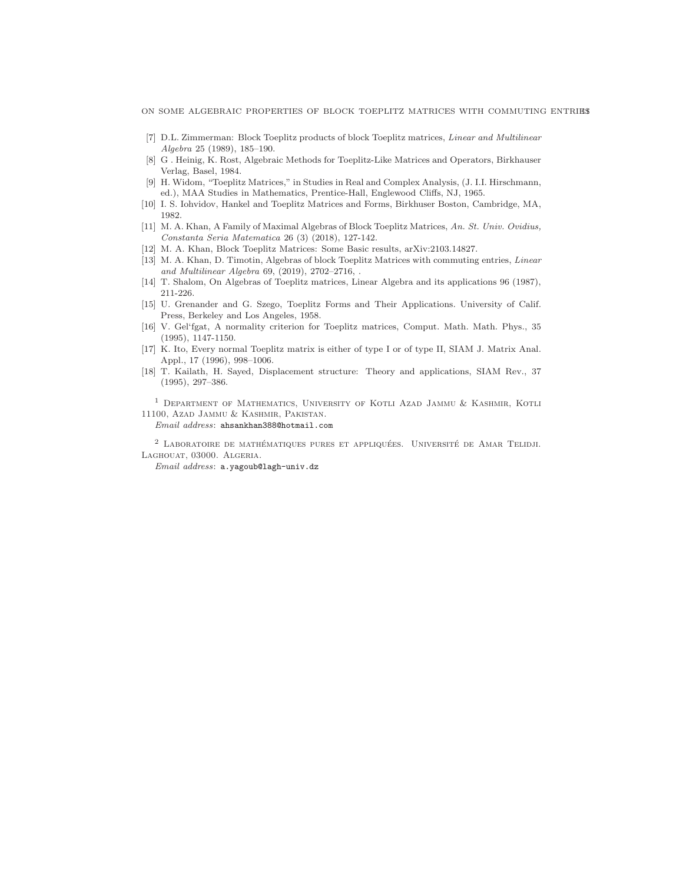[7] D.L. Zimmerman: Block Toeplitz products of block Toeplitz matrices, *Linear and Multilinear Algebra* 25 (1989), 185–190.

[8] G . Heinig, K. Rost, Algebraic Methods for Toeplitz-Like Matrices and Operators, Birkhauser Verlag, Basel, 1984.

[9] H. Widom, "Toeplitz Matrices," in Studies in Real and Complex Analysis, (J. I.I. Hirschmann, ed.), MAA Studies in Mathematics, Prentice-Hall, Englewood Cliffs, NJ, 1965.

[10] I. S. Iohvidov, Hankel and Toeplitz Matrices and Forms, Birkhuser Boston, Cambridge, MA, 1982.

[11] M. A. Khan, A Family of Maximal Algebras of Block Toeplitz Matrices, *An. St. Univ. Ovidius, Constanta Seria Matematica* 26 (3) (2018), 127-142.

[12] M. A. Khan, Block Toeplitz Matrices: Some Basic results, arXiv:2103.14827.

[13] M. A. Khan, D. Timotin, Algebras of block Toeplitz Matrices with commuting entries, *Linear and Multilinear Algebra* 69, (2019), 2702–2716, .

[14] T. Shalom, On Algebras of Toeplitz matrices, Linear Algebra and its applications 96 (1987), 211-226.

[15] U. Grenander and G. Szego, Toeplitz Forms and Their Applications. University of Calif. Press, Berkeley and Los Angeles, 1958.

[16] V. Gel'fgat, A normality criterion for Toeplitz matrices, Comput. Math. Math. Phys., 35 (1995), 1147-1150.

[17] K. Ito, Every normal Toeplitz matrix is either of type I or of type II, SIAM J. Matrix Anal. Appl., 17 (1996), 998–1006.

[18] T. Kailath, H. Sayed, Displacement structure: Theory and applications, SIAM Rev., 37 (1995), 297–386.

[1] Department of Mathematics, University of Kotli Azad Jammu & Kashmir, Kotli 11100, Azad Jammu & Kashmir, Pakistan.

*Email address*: ahsankhan388@hotmail.com

[2] Laboratoire de mathématiques pures et appliquées. Université de Amar Telidji. Laghouat, 03000. Algeria.

*Email address*: a.yagoub@lagh-univ.dz